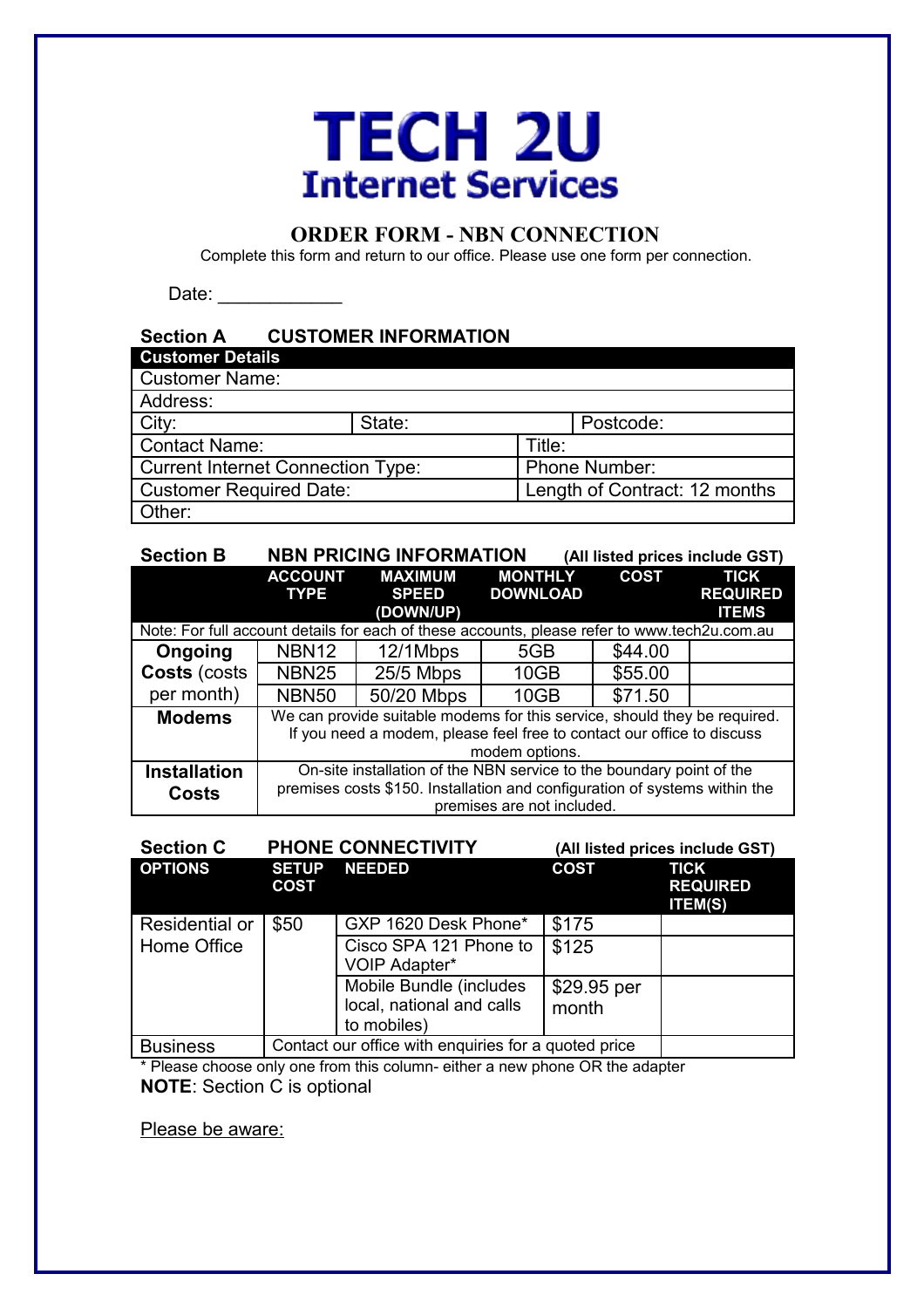# TECH 2U
## Internet Services

### ORDER FORM - NBN CONNECTION

Complete this form and return to our office. Please use one form per connection.

Date: ____________

### Section A CUSTOMER INFORMATION

| Customer Details | | | |
|---|---|---|---|
| Customer Name: | | | |
| Address: | | | |
| City: | State: | | Postcode: |
| Contact Name: | | Title: | |
| Current Internet Connection Type: | | Phone Number: | |
| Customer Required Date: | | Length of Contract: 12 months | |
| Other: | | | |

### Section B NBN PRICING INFORMATION (All listed prices include GST)

| | ACCOUNT TYPE | MAXIMUM SPEED (DOWN/UP) | MONTHLY DOWNLOAD | COST | TICK REQUIRED ITEMS |
|---|---|---|---|---|---|
| Note: For full account details for each of these accounts, please refer to www.tech2u.com.au | | | | | |
| **Ongoing Costs** (costs per month) | NBN12 | 12/1Mbps | 5GB | $44.00 | |
| | NBN25 | 25/5 Mbps | 10GB | $55.00 | |
| | NBN50 | 50/20 Mbps | 10GB | $71.50 | |
| **Modems** | We can provide suitable modems for this service, should they be required. If you need a modem, please feel free to contact our office to discuss modem options. | | | | |
| **Installation Costs** | On-site installation of the NBN service to the boundary point of the premises costs $150. Installation and configuration of systems within the premises are not included. | | | | |

### Section C PHONE CONNECTIVITY (All listed prices include GST)

| OPTIONS | SETUP COST | NEEDED | COST | TICK REQUIRED ITEM(S) |
|---|---|---|---|---|
| Residential or Home Office | $50 | GXP 1620 Desk Phone* | $175 | |
| | | Cisco SPA 121 Phone to VOIP Adapter* | $125 | |
| | | Mobile Bundle (includes local, national and calls to mobiles) | $29.95 per month | |
| Business | Contact our office with enquiries for a quoted price | | | |

\* Please choose only one from this column- either a new phone OR the adapter

**NOTE**: Section C is optional

Please be aware: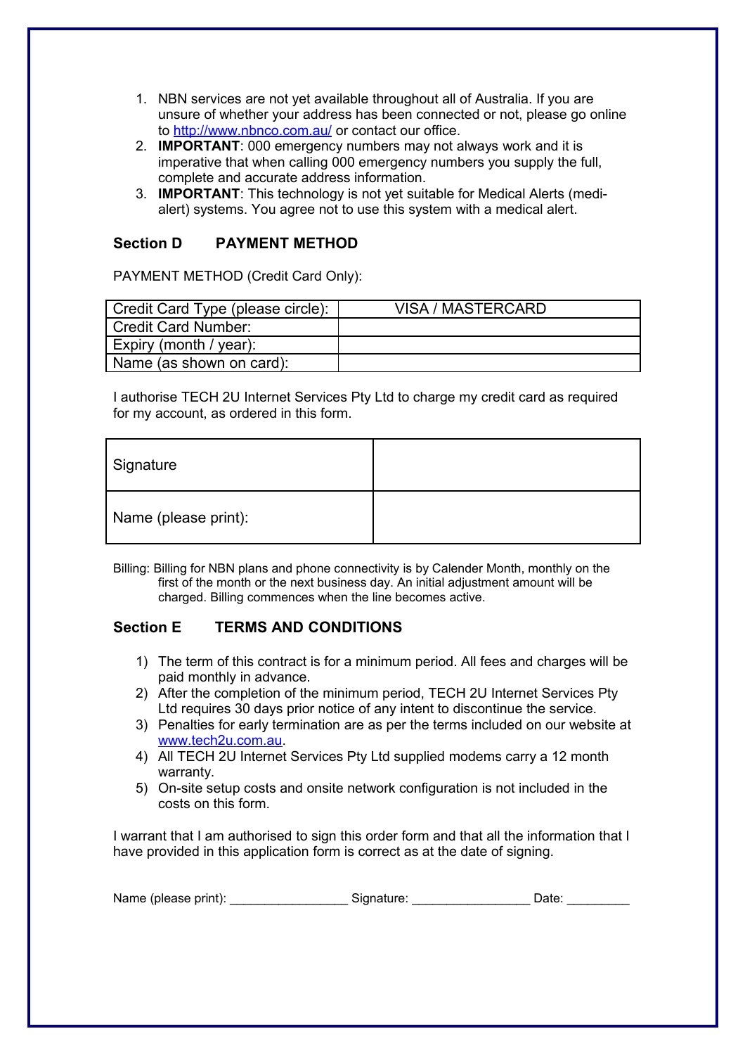1. NBN services are not yet available throughout all of Australia. If you are unsure of whether your address has been connected or not, please go online to http://www.nbnco.com.au/ or contact our office.
2. **IMPORTANT**: 000 emergency numbers may not always work and it is imperative that when calling 000 emergency numbers you supply the full, complete and accurate address information.
3. **IMPORTANT**: This technology is not yet suitable for Medical Alerts (medi-alert) systems. You agree not to use this system with a medical alert.

## Section D PAYMENT METHOD

PAYMENT METHOD (Credit Card Only):

| | |
|---|---|
| Credit Card Type (please circle): | VISA / MASTERCARD |
| Credit Card Number: | |
| Expiry (month / year): | |
| Name (as shown on card): | |

I authorise TECH 2U Internet Services Pty Ltd to charge my credit card as required for my account, as ordered in this form.

| | |
|---|---|
| Signature | |
| Name (please print): | |

Billing: Billing for NBN plans and phone connectivity is by Calender Month, monthly on the first of the month or the next business day. An initial adjustment amount will be charged. Billing commences when the line becomes active.

## Section E TERMS AND CONDITIONS

1) The term of this contract is for a minimum period. All fees and charges will be paid monthly in advance.
2) After the completion of the minimum period, TECH 2U Internet Services Pty Ltd requires 30 days prior notice of any intent to discontinue the service.
3) Penalties for early termination are as per the terms included on our website at www.tech2u.com.au.
4) All TECH 2U Internet Services Pty Ltd supplied modems carry a 12 month warranty.
5) On-site setup costs and onsite network configuration is not included in the costs on this form.

I warrant that I am authorised to sign this order form and that all the information that I have provided in this application form is correct as at the date of signing.

Name (please print): ________________ Signature: ________________ Date: _________